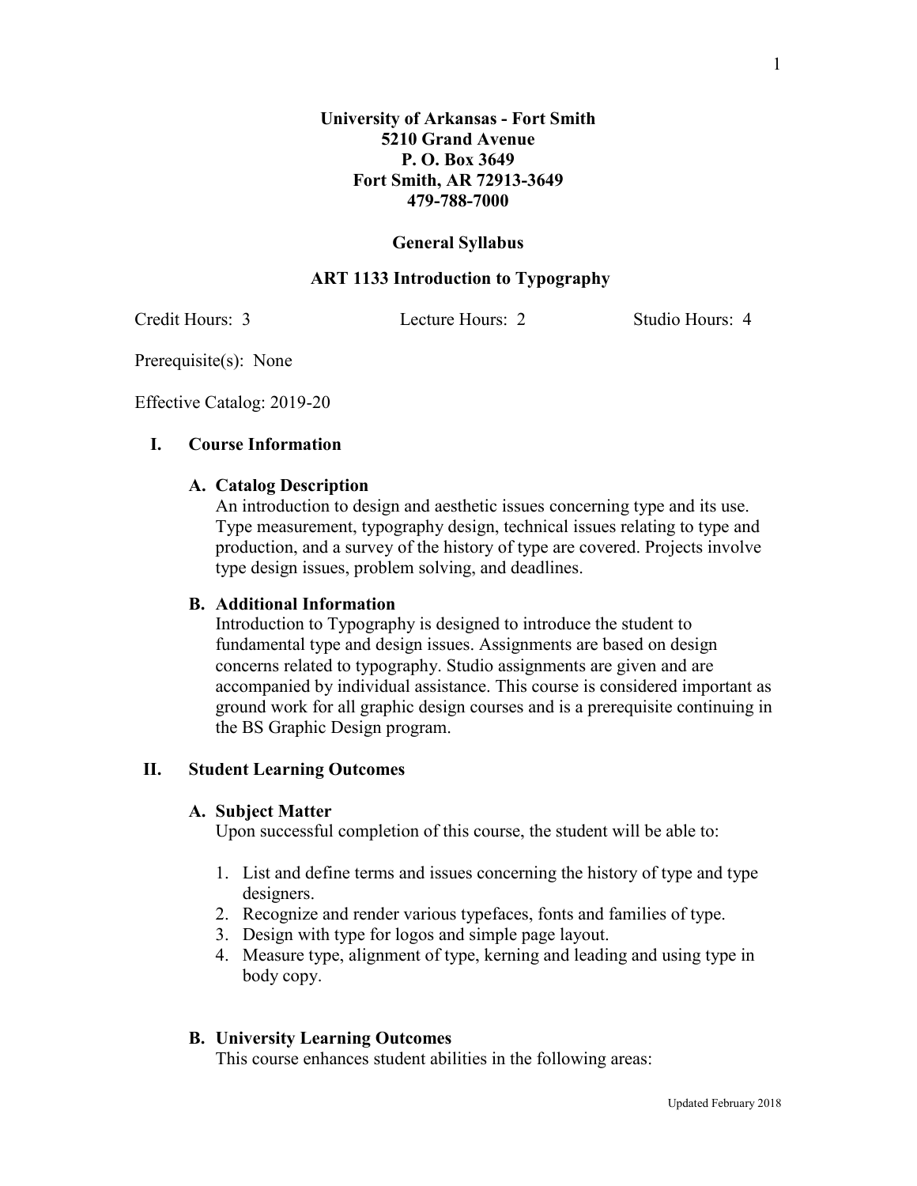**University of Arkansas - Fort Smith**
**5210 Grand Avenue**
**P. O. Box 3649**
**Fort Smith, AR 72913-3649**
**479-788-7000**

# General Syllabus

## ART 1133 Introduction to Typography

Credit Hours: 3    Lecture Hours: 2    Studio Hours: 4

Prerequisite(s): None

Effective Catalog: 2019-20

## I. Course Information

### A. Catalog Description

An introduction to design and aesthetic issues concerning type and its use. Type measurement, typography design, technical issues relating to type and production, and a survey of the history of type are covered. Projects involve type design issues, problem solving, and deadlines.

### B. Additional Information

Introduction to Typography is designed to introduce the student to fundamental type and design issues. Assignments are based on design concerns related to typography. Studio assignments are given and are accompanied by individual assistance. This course is considered important as ground work for all graphic design courses and is a prerequisite continuing in the BS Graphic Design program.

## II. Student Learning Outcomes

### A. Subject Matter

Upon successful completion of this course, the student will be able to:

1. List and define terms and issues concerning the history of type and type designers.
2. Recognize and render various typefaces, fonts and families of type.
3. Design with type for logos and simple page layout.
4. Measure type, alignment of type, kerning and leading and using type in body copy.

### B. University Learning Outcomes

This course enhances student abilities in the following areas:

Updated February 2018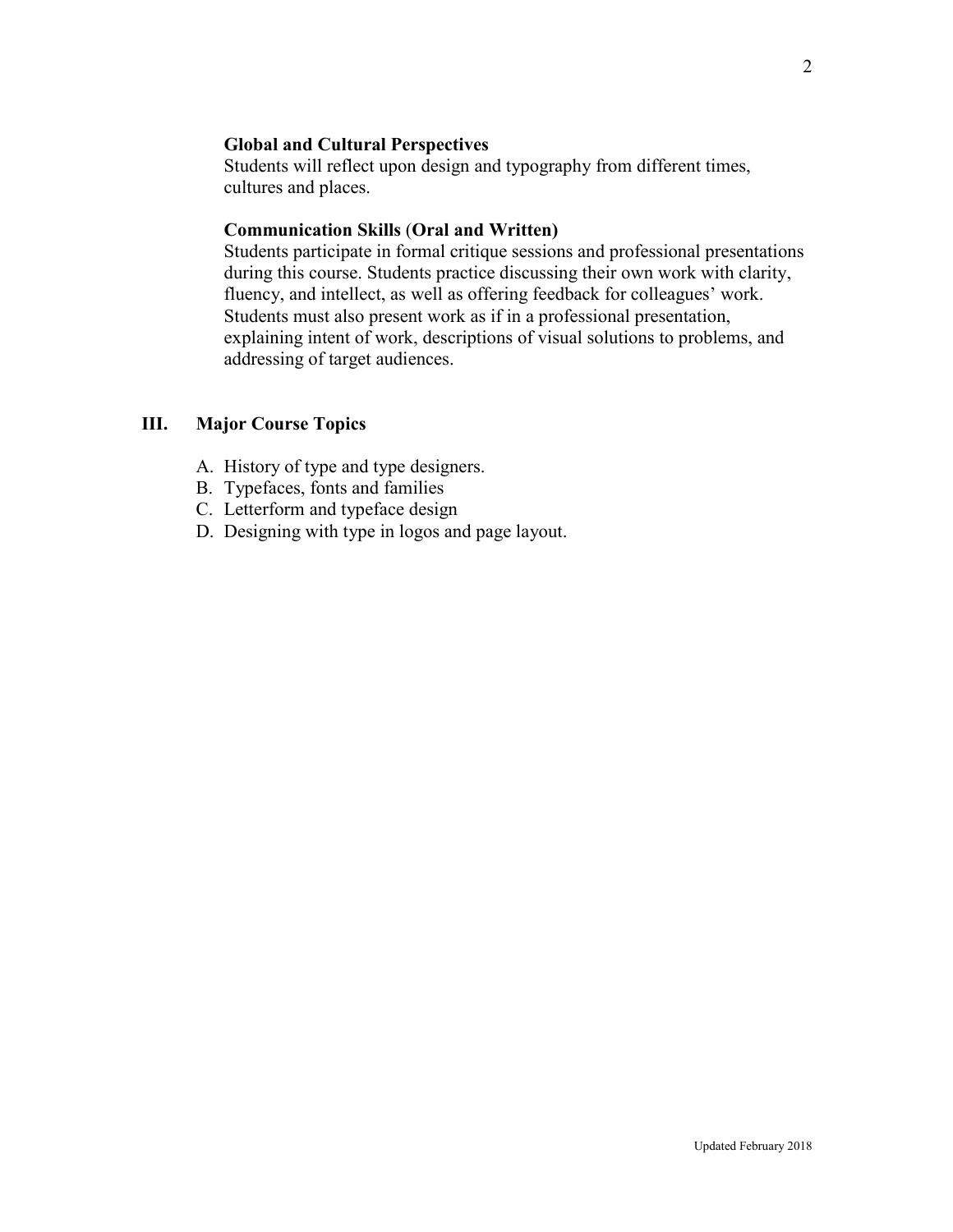**Global and Cultural Perspectives**
Students will reflect upon design and typography from different times, cultures and places.

**Communication Skills (Oral and Written)**
Students participate in formal critique sessions and professional presentations during this course. Students practice discussing their own work with clarity, fluency, and intellect, as well as offering feedback for colleagues' work. Students must also present work as if in a professional presentation, explaining intent of work, descriptions of visual solutions to problems, and addressing of target audiences.

## III. Major Course Topics

A. History of type and type designers.
B. Typefaces, fonts and families
C. Letterform and typeface design
D. Designing with type in logos and page layout.

Updated February 2018